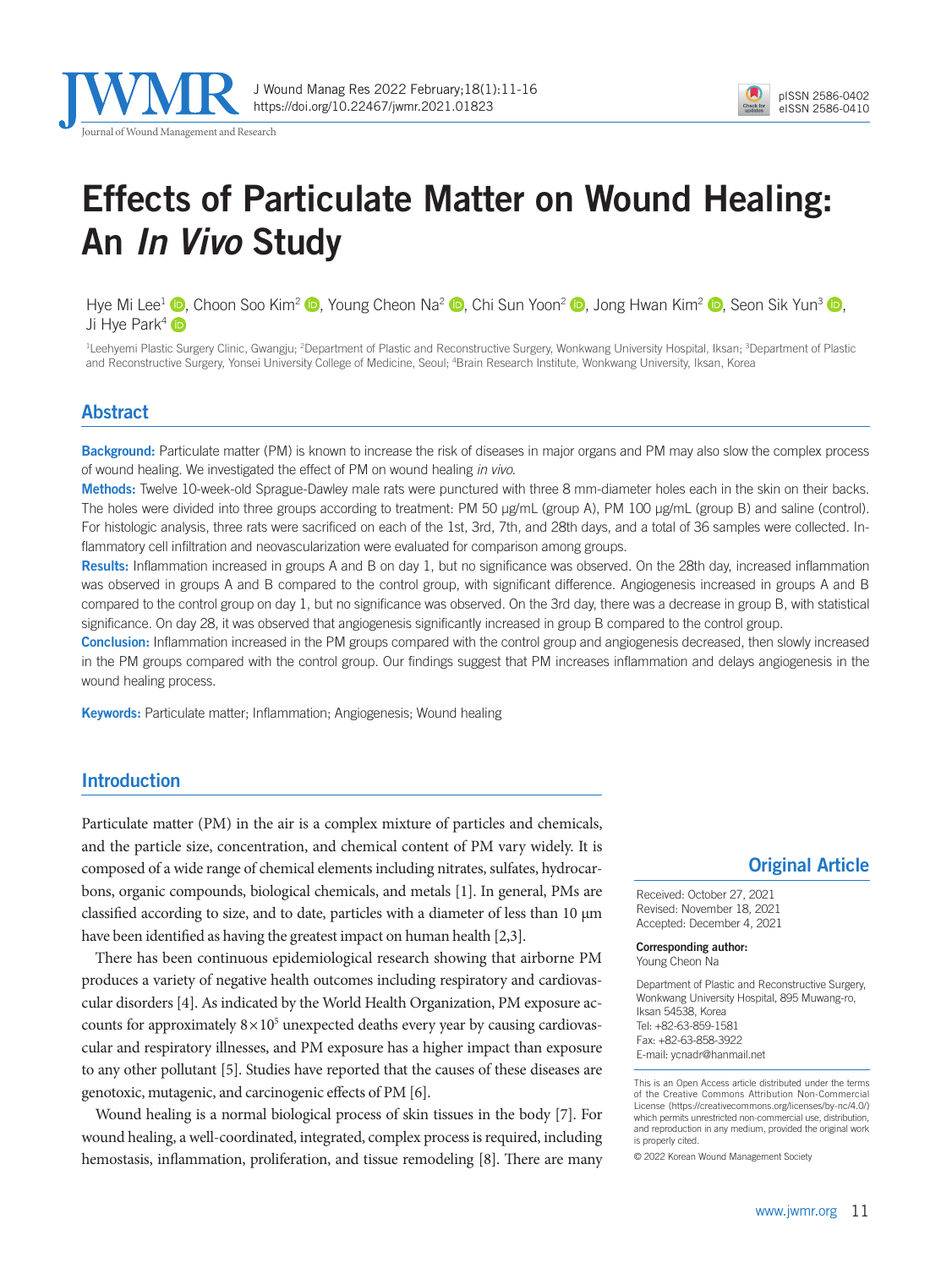# Effects of Particulate Matter on Wound Healing: An *In Vivo* Study

Hye Mi Lee[1], Choon Soo Kim[2], Young Cheon Na[2], Chi Sun Yoon[2], Jong Hwan Kim[2], Seon Sik Yun[3], Ji Hye Park[4]

[1]Leehyemi Plastic Surgery Clinic, Gwangju; [2]Department of Plastic and Reconstructive Surgery, Wonkwang University Hospital, Iksan; [3]Department of Plastic and Reconstructive Surgery, Yonsei University College of Medicine, Seoul; [4]Brain Research Institute, Wonkwang University, Iksan, Korea

## Abstract

**Background:** Particulate matter (PM) is known to increase the risk of diseases in major organs and PM may also slow the complex process of wound healing. We investigated the effect of PM on wound healing *in vivo*.

**Methods:** Twelve 10-week-old Sprague-Dawley male rats were punctured with three 8 mm-diameter holes each in the skin on their backs. The holes were divided into three groups according to treatment: PM 50 μg/mL (group A), PM 100 μg/mL (group B) and saline (control). For histologic analysis, three rats were sacrificed on each of the 1st, 3rd, 7th, and 28th days, and a total of 36 samples were collected. Inflammatory cell infiltration and neovascularization were evaluated for comparison among groups.

**Results:** Inflammation increased in groups A and B on day 1, but no significance was observed. On the 28th day, increased inflammation was observed in groups A and B compared to the control group, with significant difference. Angiogenesis increased in groups A and B compared to the control group on day 1, but no significance was observed. On the 3rd day, there was a decrease in group B, with statistical significance. On day 28, it was observed that angiogenesis significantly increased in group B compared to the control group.

**Conclusion:** Inflammation increased in the PM groups compared with the control group and angiogenesis decreased, then slowly increased in the PM groups compared with the control group. Our findings suggest that PM increases inflammation and delays angiogenesis in the wound healing process.

**Keywords:** Particulate matter; Inflammation; Angiogenesis; Wound healing

**Original Article**

Received: October 27, 2021
Revised: November 18, 2021
Accepted: December 4, 2021

**Corresponding author:**
Young Cheon Na

Department of Plastic and Reconstructive Surgery, Wonkwang University Hospital, 895 Muwang-ro, Iksan 54538, Korea
Tel: +82-63-859-1581
Fax: +82-63-858-3922
E-mail: ycnadr@hanmail.net

This is an Open Access article distributed under the terms of the Creative Commons Attribution Non-Commercial License (https://creativecommons.org/licenses/by-nc/4.0/) which permits unrestricted non-commercial use, distribution, and reproduction in any medium, provided the original work is properly cited.

© 2022 Korean Wound Management Society

## Introduction

Particulate matter (PM) in the air is a complex mixture of particles and chemicals, and the particle size, concentration, and chemical content of PM vary widely. It is composed of a wide range of chemical elements including nitrates, sulfates, hydrocarbons, organic compounds, biological chemicals, and metals [1]. In general, PMs are classified according to size, and to date, particles with a diameter of less than 10 μm have been identified as having the greatest impact on human health [2,3].

There has been continuous epidemiological research showing that airborne PM produces a variety of negative health outcomes including respiratory and cardiovascular disorders [4]. As indicated by the World Health Organization, PM exposure accounts for approximately $8 \times 10^5$ unexpected deaths every year by causing cardiovascular and respiratory illnesses, and PM exposure has a higher impact than exposure to any other pollutant [5]. Studies have reported that the causes of these diseases are genotoxic, mutagenic, and carcinogenic effects of PM [6].

Wound healing is a normal biological process of skin tissues in the body [7]. For wound healing, a well-coordinated, integrated, complex process is required, including hemostasis, inflammation, proliferation, and tissue remodeling [8]. There are many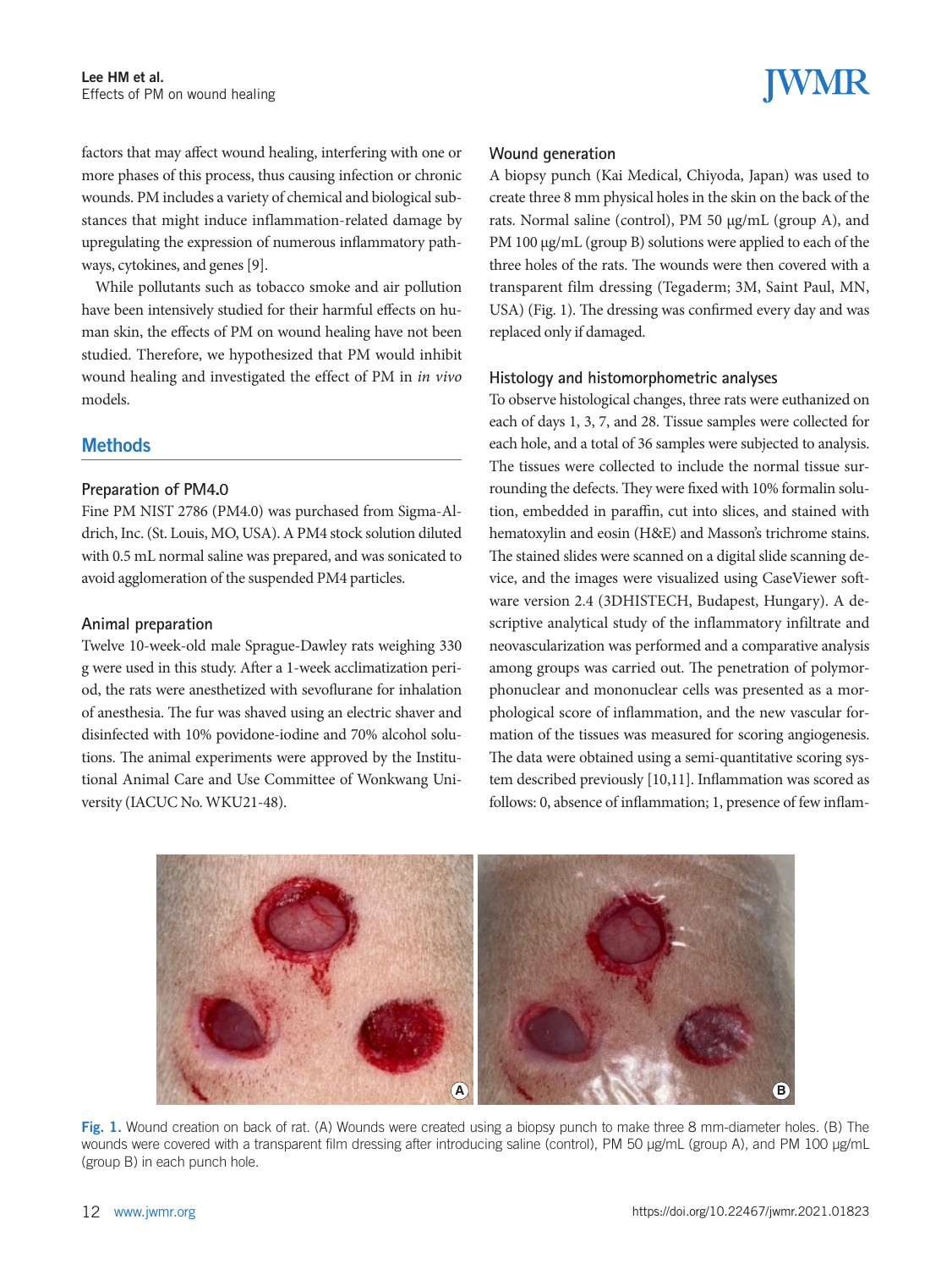factors that may affect wound healing, interfering with one or more phases of this process, thus causing infection or chronic wounds. PM includes a variety of chemical and biological substances that might induce inflammation-related damage by upregulating the expression of numerous inflammatory pathways, cytokines, and genes [9].

While pollutants such as tobacco smoke and air pollution have been intensively studied for their harmful effects on human skin, the effects of PM on wound healing have not been studied. Therefore, we hypothesized that PM would inhibit wound healing and investigated the effect of PM in *in vivo* models.

## Methods

### Preparation of PM4.0

Fine PM NIST 2786 (PM4.0) was purchased from Sigma-Aldrich, Inc. (St. Louis, MO, USA). A PM4 stock solution diluted with 0.5 mL normal saline was prepared, and was sonicated to avoid agglomeration of the suspended PM4 particles.

### Animal preparation

Twelve 10-week-old male Sprague-Dawley rats weighing 330 g were used in this study. After a 1-week acclimatization period, the rats were anesthetized with sevoflurane for inhalation of anesthesia. The fur was shaved using an electric shaver and disinfected with 10% povidone-iodine and 70% alcohol solutions. The animal experiments were approved by the Institutional Animal Care and Use Committee of Wonkwang University (IACUC No. WKU21-48).

### Wound generation

A biopsy punch (Kai Medical, Chiyoda, Japan) was used to create three 8 mm physical holes in the skin on the back of the rats. Normal saline (control), PM 50 μg/mL (group A), and PM 100 μg/mL (group B) solutions were applied to each of the three holes of the rats. The wounds were then covered with a transparent film dressing (Tegaderm; 3M, Saint Paul, MN, USA) (Fig. 1). The dressing was confirmed every day and was replaced only if damaged.

### Histology and histomorphometric analyses

To observe histological changes, three rats were euthanized on each of days 1, 3, 7, and 28. Tissue samples were collected for each hole, and a total of 36 samples were subjected to analysis. The tissues were collected to include the normal tissue surrounding the defects. They were fixed with 10% formalin solution, embedded in paraffin, cut into slices, and stained with hematoxylin and eosin (H&E) and Masson's trichrome stains. The stained slides were scanned on a digital slide scanning device, and the images were visualized using CaseViewer software version 2.4 (3DHISTECH, Budapest, Hungary). A descriptive analytical study of the inflammatory infiltrate and neovascularization was performed and a comparative analysis among groups was carried out. The penetration of polymorphonuclear and mononuclear cells was presented as a morphological score of inflammation, and the new vascular formation of the tissues was measured for scoring angiogenesis. The data were obtained using a semi-quantitative scoring system described previously [10,11]. Inflammation was scored as follows: 0, absence of inflammation; 1, presence of few inflam-

**Fig. 1.** Wound creation on back of rat. (A) Wounds were created using a biopsy punch to make three 8 mm-diameter holes. (B) The wounds were covered with a transparent film dressing after introducing saline (control), PM 50 μg/mL (group A), and PM 100 μg/mL (group B) in each punch hole.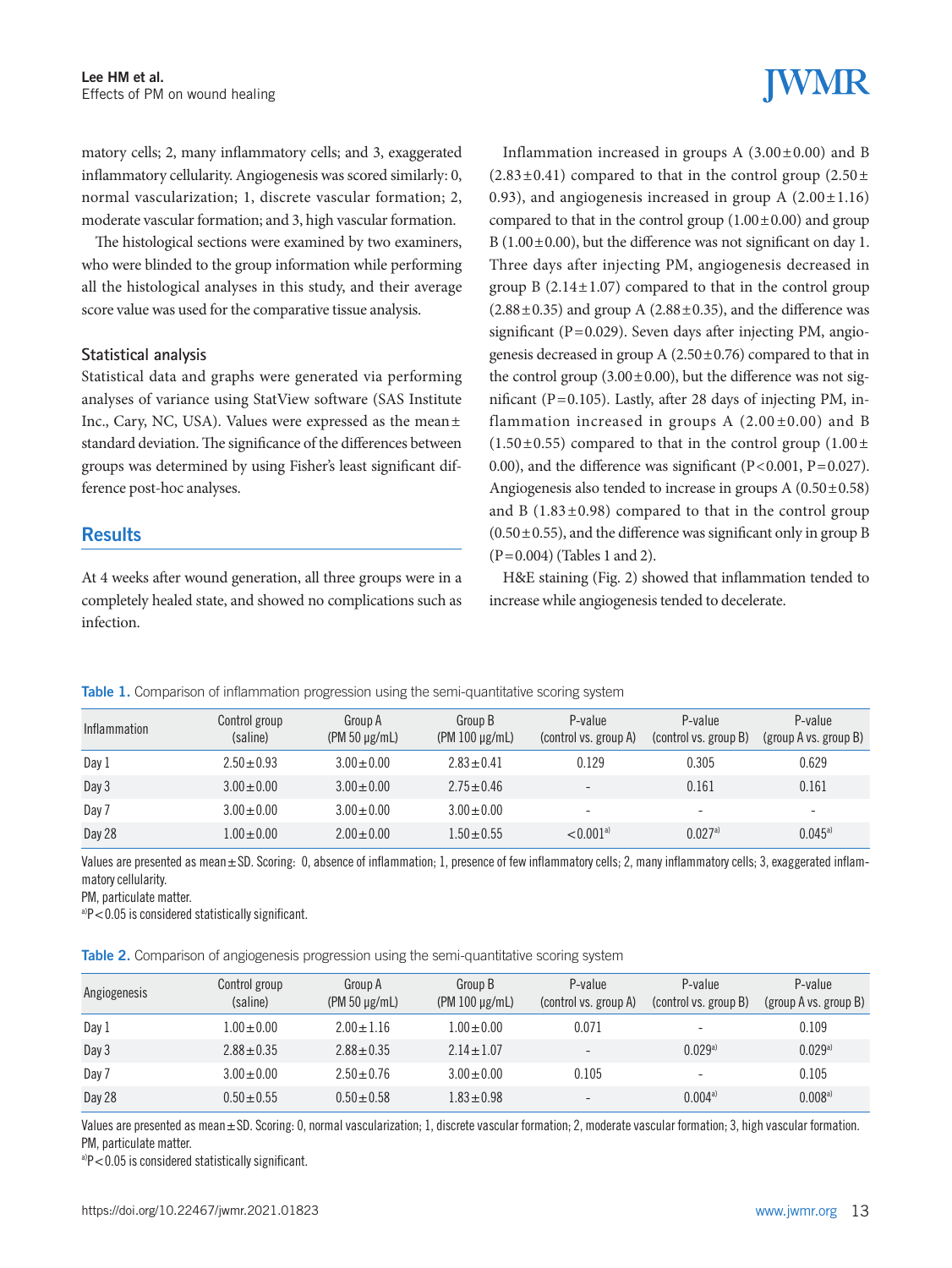matory cells; 2, many inflammatory cells; and 3, exaggerated inflammatory cellularity. Angiogenesis was scored similarly: 0, normal vascularization; 1, discrete vascular formation; 2, moderate vascular formation; and 3, high vascular formation.

The histological sections were examined by two examiners, who were blinded to the group information while performing all the histological analyses in this study, and their average score value was used for the comparative tissue analysis.

### Statistical analysis

Statistical data and graphs were generated via performing analyses of variance using StatView software (SAS Institute Inc., Cary, NC, USA). Values were expressed as the mean ± standard deviation. The significance of the differences between groups was determined by using Fisher's least significant difference post-hoc analyses.

## Results

At 4 weeks after wound generation, all three groups were in a completely healed state, and showed no complications such as infection.

Inflammation increased in groups A (3.00 ± 0.00) and B (2.83 ± 0.41) compared to that in the control group (2.50 ± 0.93), and angiogenesis increased in group A (2.00 ± 1.16) compared to that in the control group (1.00 ± 0.00) and group B (1.00 ± 0.00), but the difference was not significant on day 1. Three days after injecting PM, angiogenesis decreased in group B (2.14 ± 1.07) compared to that in the control group (2.88 ± 0.35) and group A (2.88 ± 0.35), and the difference was significant (P = 0.029). Seven days after injecting PM, angiogenesis decreased in group A (2.50 ± 0.76) compared to that in the control group (3.00 ± 0.00), but the difference was not significant (P = 0.105). Lastly, after 28 days of injecting PM, inflammation increased in groups A (2.00 ± 0.00) and B (1.50 ± 0.55) compared to that in the control group (1.00 ± 0.00), and the difference was significant (P < 0.001, P = 0.027). Angiogenesis also tended to increase in groups A (0.50 ± 0.58) and B (1.83 ± 0.98) compared to that in the control group (0.50 ± 0.55), and the difference was significant only in group B (P = 0.004) (Tables 1 and 2).

H&E staining (Fig. 2) showed that inflammation tended to increase while angiogenesis tended to decelerate.

**Table 1.** Comparison of inflammation progression using the semi-quantitative scoring system

| Inflammation | Control group (saline) | Group A (PM 50 μg/mL) | Group B (PM 100 μg/mL) | P-value (control vs. group A) | P-value (control vs. group B) | P-value (group A vs. group B) |
|---|---|---|---|---|---|---|
| Day 1 | 2.50 ± 0.93 | 3.00 ± 0.00 | 2.83 ± 0.41 | 0.129 | 0.305 | 0.629 |
| Day 3 | 3.00 ± 0.00 | 3.00 ± 0.00 | 2.75 ± 0.46 | - | 0.161 | 0.161 |
| Day 7 | 3.00 ± 0.00 | 3.00 ± 0.00 | 3.00 ± 0.00 | - | - | - |
| Day 28 | 1.00 ± 0.00 | 2.00 ± 0.00 | 1.50 ± 0.55 | < 0.001[a] | 0.027[a] | 0.045[a] |

Values are presented as mean ± SD. Scoring: 0, absence of inflammation; 1, presence of few inflammatory cells; 2, many inflammatory cells; 3, exaggerated inflammatory cellularity.

PM, particulate matter.

[a]P < 0.05 is considered statistically significant.

**Table 2.** Comparison of angiogenesis progression using the semi-quantitative scoring system

| Angiogenesis | Control group (saline) | Group A (PM 50 μg/mL) | Group B (PM 100 μg/mL) | P-value (control vs. group A) | P-value (control vs. group B) | P-value (group A vs. group B) |
|---|---|---|---|---|---|---|
| Day 1 | 1.00 ± 0.00 | 2.00 ± 1.16 | 1.00 ± 0.00 | 0.071 | - | 0.109 |
| Day 3 | 2.88 ± 0.35 | 2.88 ± 0.35 | 2.14 ± 1.07 | - | 0.029[a] | 0.029[a] |
| Day 7 | 3.00 ± 0.00 | 2.50 ± 0.76 | 3.00 ± 0.00 | 0.105 | - | 0.105 |
| Day 28 | 0.50 ± 0.55 | 0.50 ± 0.58 | 1.83 ± 0.98 | - | 0.004[a] | 0.008[a] |

Values are presented as mean ± SD. Scoring: 0, normal vascularization; 1, discrete vascular formation; 2, moderate vascular formation; 3, high vascular formation.

PM, particulate matter.

[a]P < 0.05 is considered statistically significant.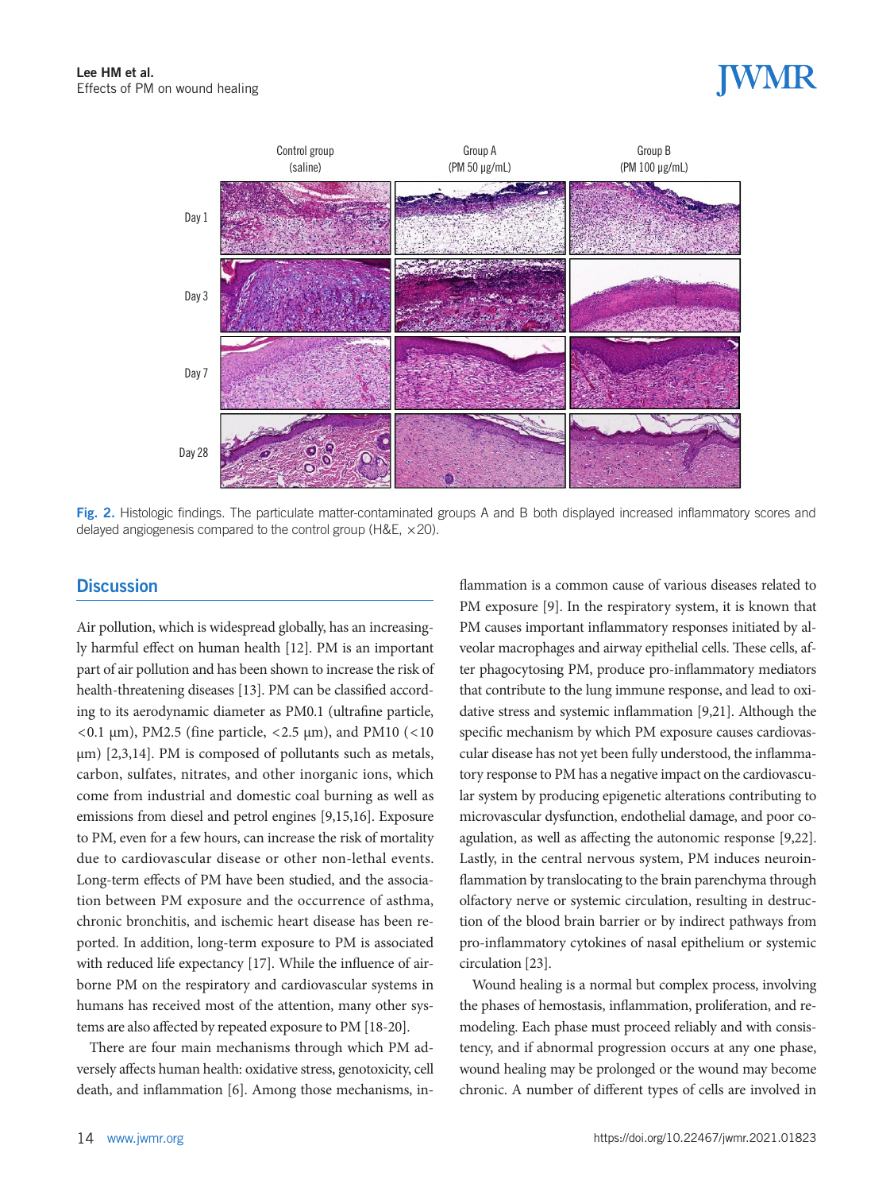Control group (saline)
Group A (PM 50 μg/mL)
Group B (PM 100 μg/mL)
Day 1
Day 3
Day 7
Day 28

**Fig. 2.** Histologic findings. The particulate matter-contaminated groups A and B both displayed increased inflammatory scores and delayed angiogenesis compared to the control group (H&E, ×20).

## Discussion

Air pollution, which is widespread globally, has an increasingly harmful effect on human health [12]. PM is an important part of air pollution and has been shown to increase the risk of health-threatening diseases [13]. PM can be classified according to its aerodynamic diameter as PM0.1 (ultrafine particle, <0.1 μm), PM2.5 (fine particle, <2.5 μm), and PM10 (<10 μm) [2,3,14]. PM is composed of pollutants such as metals, carbon, sulfates, nitrates, and other inorganic ions, which come from industrial and domestic coal burning as well as emissions from diesel and petrol engines [9,15,16]. Exposure to PM, even for a few hours, can increase the risk of mortality due to cardiovascular disease or other non-lethal events. Long-term effects of PM have been studied, and the association between PM exposure and the occurrence of asthma, chronic bronchitis, and ischemic heart disease has been reported. In addition, long-term exposure to PM is associated with reduced life expectancy [17]. While the influence of airborne PM on the respiratory and cardiovascular systems in humans has received most of the attention, many other systems are also affected by repeated exposure to PM [18-20].

There are four main mechanisms through which PM adversely affects human health: oxidative stress, genotoxicity, cell death, and inflammation [6]. Among those mechanisms, inflammation is a common cause of various diseases related to PM exposure [9]. In the respiratory system, it is known that PM causes important inflammatory responses initiated by alveolar macrophages and airway epithelial cells. These cells, after phagocytosing PM, produce pro-inflammatory mediators that contribute to the lung immune response, and lead to oxidative stress and systemic inflammation [9,21]. Although the specific mechanism by which PM exposure causes cardiovascular disease has not yet been fully understood, the inflammatory response to PM has a negative impact on the cardiovascular system by producing epigenetic alterations contributing to microvascular dysfunction, endothelial damage, and poor coagulation, as well as affecting the autonomic response [9,22]. Lastly, in the central nervous system, PM induces neuroinflammation by translocating to the brain parenchyma through olfactory nerve or systemic circulation, resulting in destruction of the blood brain barrier or by indirect pathways from pro-inflammatory cytokines of nasal epithelium or systemic circulation [23].

Wound healing is a normal but complex process, involving the phases of hemostasis, inflammation, proliferation, and remodeling. Each phase must proceed reliably and with consistency, and if abnormal progression occurs at any one phase, wound healing may be prolonged or the wound may become chronic. A number of different types of cells are involved in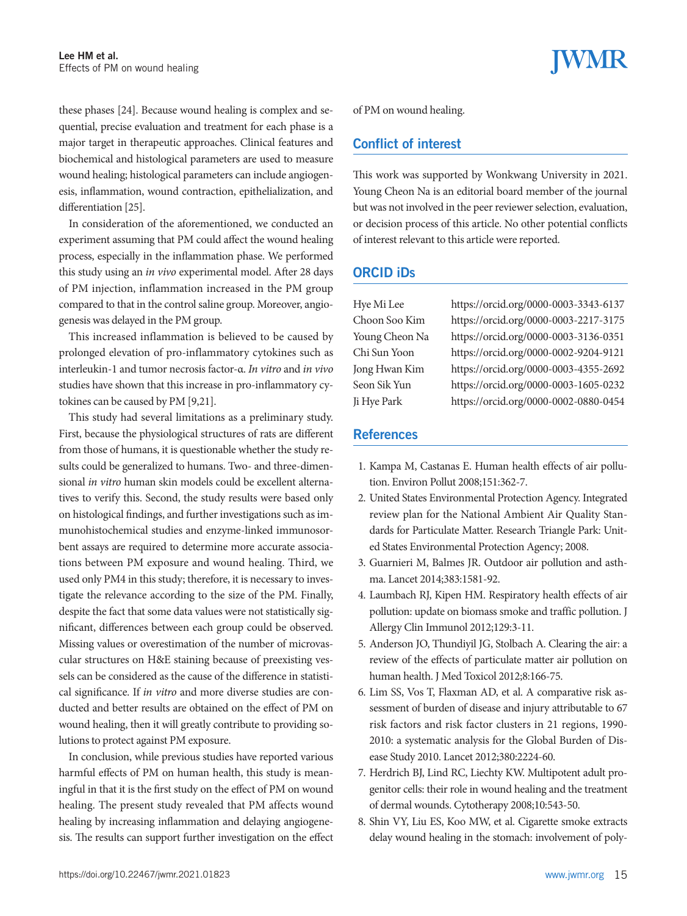these phases [24]. Because wound healing is complex and sequential, precise evaluation and treatment for each phase is a major target in therapeutic approaches. Clinical features and biochemical and histological parameters are used to measure wound healing; histological parameters can include angiogenesis, inflammation, wound contraction, epithelialization, and differentiation [25].

In consideration of the aforementioned, we conducted an experiment assuming that PM could affect the wound healing process, especially in the inflammation phase. We performed this study using an *in vivo* experimental model. After 28 days of PM injection, inflammation increased in the PM group compared to that in the control saline group. Moreover, angiogenesis was delayed in the PM group.

This increased inflammation is believed to be caused by prolonged elevation of pro-inflammatory cytokines such as interleukin-1 and tumor necrosis factor-α. *In vitro* and *in vivo* studies have shown that this increase in pro-inflammatory cytokines can be caused by PM [9,21].

This study had several limitations as a preliminary study. First, because the physiological structures of rats are different from those of humans, it is questionable whether the study results could be generalized to humans. Two- and three-dimensional *in vitro* human skin models could be excellent alternatives to verify this. Second, the study results were based only on histological findings, and further investigations such as immunohistochemical studies and enzyme-linked immunosorbent assays are required to determine more accurate associations between PM exposure and wound healing. Third, we used only PM4 in this study; therefore, it is necessary to investigate the relevance according to the size of the PM. Finally, despite the fact that some data values were not statistically significant, differences between each group could be observed. Missing values or overestimation of the number of microvascular structures on H&E staining because of preexisting vessels can be considered as the cause of the difference in statistical significance. If *in vitro* and more diverse studies are conducted and better results are obtained on the effect of PM on wound healing, then it will greatly contribute to providing solutions to protect against PM exposure.

In conclusion, while previous studies have reported various harmful effects of PM on human health, this study is meaningful in that it is the first study on the effect of PM on wound healing. The present study revealed that PM affects wound healing by increasing inflammation and delaying angiogenesis. The results can support further investigation on the effect of PM on wound healing.

## Conflict of interest

This work was supported by Wonkwang University in 2021. Young Cheon Na is an editorial board member of the journal but was not involved in the peer reviewer selection, evaluation, or decision process of this article. No other potential conflicts of interest relevant to this article were reported.

## ORCID iDs

Hye Mi Lee https://orcid.org/0000-0003-3343-6137
Choon Soo Kim https://orcid.org/0000-0003-2217-3175
Young Cheon Na https://orcid.org/0000-0003-3136-0351
Chi Sun Yoon https://orcid.org/0000-0002-9204-9121
Jong Hwan Kim https://orcid.org/0000-0003-4355-2692
Seon Sik Yun https://orcid.org/0000-0003-1605-0232
Ji Hye Park https://orcid.org/0000-0002-0880-0454

## References

1. Kampa M, Castanas E. Human health effects of air pollution. Environ Pollut 2008;151:362-7.
2. United States Environmental Protection Agency. Integrated review plan for the National Ambient Air Quality Standards for Particulate Matter. Research Triangle Park: United States Environmental Protection Agency; 2008.
3. Guarnieri M, Balmes JR. Outdoor air pollution and asthma. Lancet 2014;383:1581-92.
4. Laumbach RJ, Kipen HM. Respiratory health effects of air pollution: update on biomass smoke and traffic pollution. J Allergy Clin Immunol 2012;129:3-11.
5. Anderson JO, Thundiyil JG, Stolbach A. Clearing the air: a review of the effects of particulate matter air pollution on human health. J Med Toxicol 2012;8:166-75.
6. Lim SS, Vos T, Flaxman AD, et al. A comparative risk assessment of burden of disease and injury attributable to 67 risk factors and risk factor clusters in 21 regions, 1990-2010: a systematic analysis for the Global Burden of Disease Study 2010. Lancet 2012;380:2224-60.
7. Herdrich BJ, Lind RC, Liechty KW. Multipotent adult progenitor cells: their role in wound healing and the treatment of dermal wounds. Cytotherapy 2008;10:543-50.
8. Shin VY, Liu ES, Koo MW, et al. Cigarette smoke extracts delay wound healing in the stomach: involvement of poly-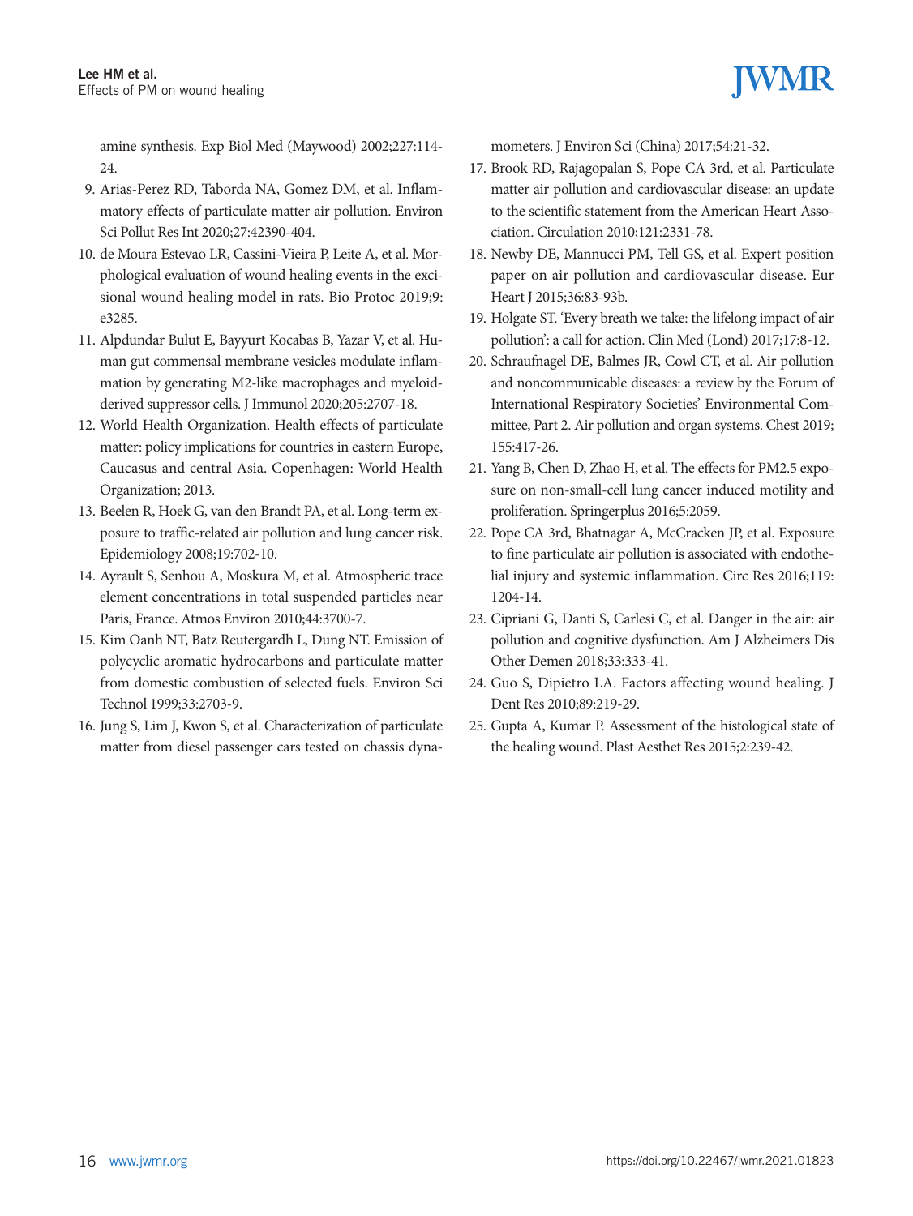amine synthesis. Exp Biol Med (Maywood) 2002;227:114-24.

9. Arias-Perez RD, Taborda NA, Gomez DM, et al. Inflammatory effects of particulate matter air pollution. Environ Sci Pollut Res Int 2020;27:42390-404.
10. de Moura Estevao LR, Cassini-Vieira P, Leite A, et al. Morphological evaluation of wound healing events in the excisional wound healing model in rats. Bio Protoc 2019;9:e3285.
11. Alpdundar Bulut E, Bayyurt Kocabas B, Yazar V, et al. Human gut commensal membrane vesicles modulate inflammation by generating M2-like macrophages and myeloid-derived suppressor cells. J Immunol 2020;205:2707-18.
12. World Health Organization. Health effects of particulate matter: policy implications for countries in eastern Europe, Caucasus and central Asia. Copenhagen: World Health Organization; 2013.
13. Beelen R, Hoek G, van den Brandt PA, et al. Long-term exposure to traffic-related air pollution and lung cancer risk. Epidemiology 2008;19:702-10.
14. Ayrault S, Senhou A, Moskura M, et al. Atmospheric trace element concentrations in total suspended particles near Paris, France. Atmos Environ 2010;44:3700-7.
15. Kim Oanh NT, Batz Reutergardh L, Dung NT. Emission of polycyclic aromatic hydrocarbons and particulate matter from domestic combustion of selected fuels. Environ Sci Technol 1999;33:2703-9.
16. Jung S, Lim J, Kwon S, et al. Characterization of particulate matter from diesel passenger cars tested on chassis dynamometers. J Environ Sci (China) 2017;54:21-32.
17. Brook RD, Rajagopalan S, Pope CA 3rd, et al. Particulate matter air pollution and cardiovascular disease: an update to the scientific statement from the American Heart Association. Circulation 2010;121:2331-78.
18. Newby DE, Mannucci PM, Tell GS, et al. Expert position paper on air pollution and cardiovascular disease. Eur Heart J 2015;36:83-93b.
19. Holgate ST. 'Every breath we take: the lifelong impact of air pollution': a call for action. Clin Med (Lond) 2017;17:8-12.
20. Schraufnagel DE, Balmes JR, Cowl CT, et al. Air pollution and noncommunicable diseases: a review by the Forum of International Respiratory Societies' Environmental Committee, Part 2. Air pollution and organ systems. Chest 2019;155:417-26.
21. Yang B, Chen D, Zhao H, et al. The effects for PM2.5 exposure on non-small-cell lung cancer induced motility and proliferation. Springerplus 2016;5:2059.
22. Pope CA 3rd, Bhatnagar A, McCracken JP, et al. Exposure to fine particulate air pollution is associated with endothelial injury and systemic inflammation. Circ Res 2016;119:1204-14.
23. Cipriani G, Danti S, Carlesi C, et al. Danger in the air: air pollution and cognitive dysfunction. Am J Alzheimers Dis Other Demen 2018;33:333-41.
24. Guo S, Dipietro LA. Factors affecting wound healing. J Dent Res 2010;89:219-29.
25. Gupta A, Kumar P. Assessment of the histological state of the healing wound. Plast Aesthet Res 2015;2:239-42.